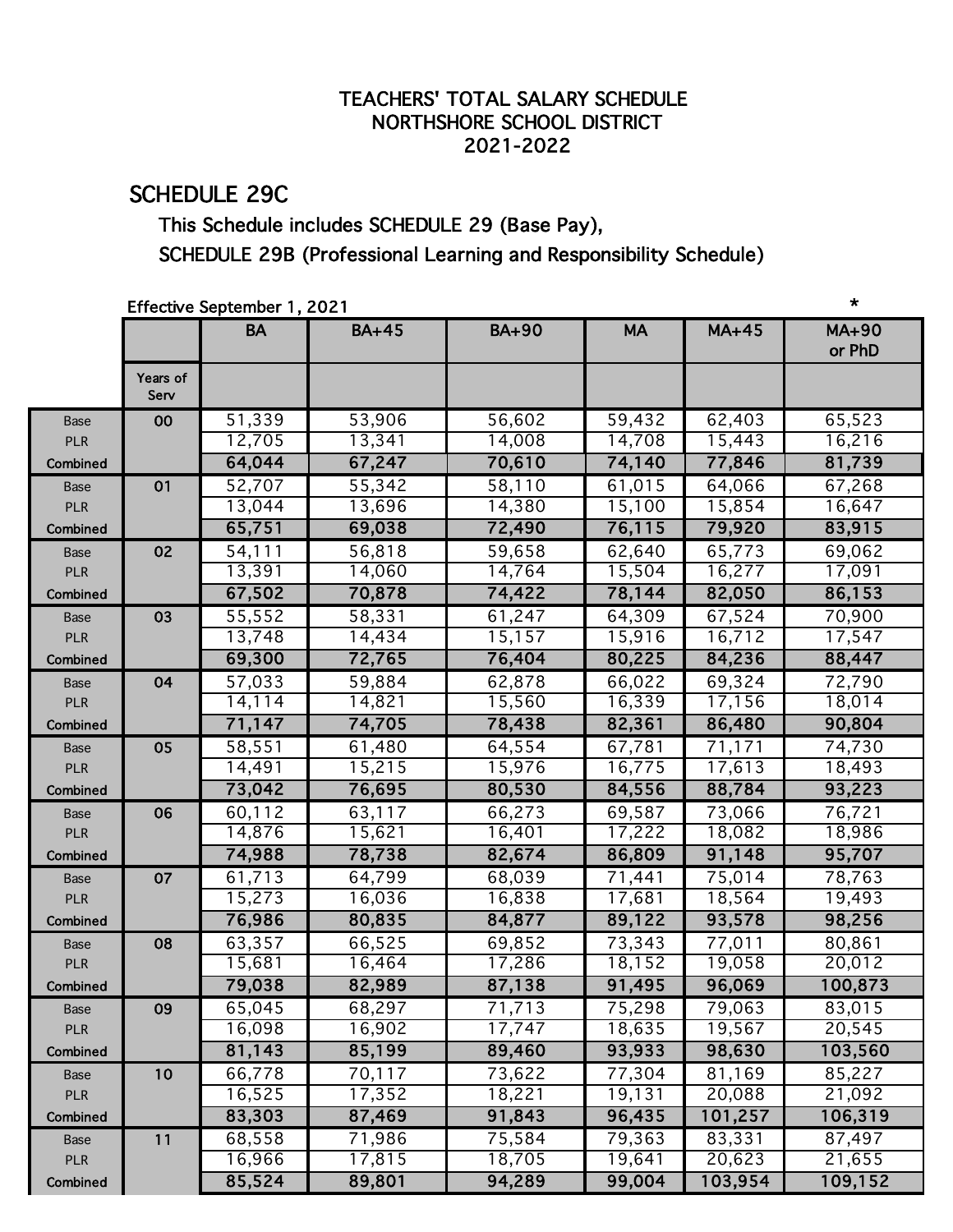# TEACHERS' TOTAL SALARY SCHEDULE
## NORTHSHORE SCHOOL DISTRICT
## 2021-2022

## SCHEDULE 29C

This Schedule includes SCHEDULE 29 (Base Pay),
SCHEDULE 29B (Professional Learning and Responsibility Schedule)

Effective September 1, 2021 *

| | Years of Serv | BA | BA+45 | BA+90 | MA | MA+45 | MA+90 or PhD |
|---|---|---|---|---|---|---|---|
| Base | 00 | 51,339 | 53,906 | 56,602 | 59,432 | 62,403 | 65,523 |
| PLR | | 12,705 | 13,341 | 14,008 | 14,708 | 15,443 | 16,216 |
| **Combined** | | **64,044** | **67,247** | **70,610** | **74,140** | **77,846** | **81,739** |
| Base | 01 | 52,707 | 55,342 | 58,110 | 61,015 | 64,066 | 67,268 |
| PLR | | 13,044 | 13,696 | 14,380 | 15,100 | 15,854 | 16,647 |
| **Combined** | | **65,751** | **69,038** | **72,490** | **76,115** | **79,920** | **83,915** |
| Base | 02 | 54,111 | 56,818 | 59,658 | 62,640 | 65,773 | 69,062 |
| PLR | | 13,391 | 14,060 | 14,764 | 15,504 | 16,277 | 17,091 |
| **Combined** | | **67,502** | **70,878** | **74,422** | **78,144** | **82,050** | **86,153** |
| Base | 03 | 55,552 | 58,331 | 61,247 | 64,309 | 67,524 | 70,900 |
| PLR | | 13,748 | 14,434 | 15,157 | 15,916 | 16,712 | 17,547 |
| **Combined** | | **69,300** | **72,765** | **76,404** | **80,225** | **84,236** | **88,447** |
| Base | 04 | 57,033 | 59,884 | 62,878 | 66,022 | 69,324 | 72,790 |
| PLR | | 14,114 | 14,821 | 15,560 | 16,339 | 17,156 | 18,014 |
| **Combined** | | **71,147** | **74,705** | **78,438** | **82,361** | **86,480** | **90,804** |
| Base | 05 | 58,551 | 61,480 | 64,554 | 67,781 | 71,171 | 74,730 |
| PLR | | 14,491 | 15,215 | 15,976 | 16,775 | 17,613 | 18,493 |
| **Combined** | | **73,042** | **76,695** | **80,530** | **84,556** | **88,784** | **93,223** |
| Base | 06 | 60,112 | 63,117 | 66,273 | 69,587 | 73,066 | 76,721 |
| PLR | | 14,876 | 15,621 | 16,401 | 17,222 | 18,082 | 18,986 |
| **Combined** | | **74,988** | **78,738** | **82,674** | **86,809** | **91,148** | **95,707** |
| Base | 07 | 61,713 | 64,799 | 68,039 | 71,441 | 75,014 | 78,763 |
| PLR | | 15,273 | 16,036 | 16,838 | 17,681 | 18,564 | 19,493 |
| **Combined** | | **76,986** | **80,835** | **84,877** | **89,122** | **93,578** | **98,256** |
| Base | 08 | 63,357 | 66,525 | 69,852 | 73,343 | 77,011 | 80,861 |
| PLR | | 15,681 | 16,464 | 17,286 | 18,152 | 19,058 | 20,012 |
| **Combined** | | **79,038** | **82,989** | **87,138** | **91,495** | **96,069** | **100,873** |
| Base | 09 | 65,045 | 68,297 | 71,713 | 75,298 | 79,063 | 83,015 |
| PLR | | 16,098 | 16,902 | 17,747 | 18,635 | 19,567 | 20,545 |
| **Combined** | | **81,143** | **85,199** | **89,460** | **93,933** | **98,630** | **103,560** |
| Base | 10 | 66,778 | 70,117 | 73,622 | 77,304 | 81,169 | 85,227 |
| PLR | | 16,525 | 17,352 | 18,221 | 19,131 | 20,088 | 21,092 |
| **Combined** | | **83,303** | **87,469** | **91,843** | **96,435** | **101,257** | **106,319** |
| Base | 11 | 68,558 | 71,986 | 75,584 | 79,363 | 83,331 | 87,497 |
| PLR | | 16,966 | 17,815 | 18,705 | 19,641 | 20,623 | 21,655 |
| **Combined** | | **85,524** | **89,801** | **94,289** | **99,004** | **103,954** | **109,152** |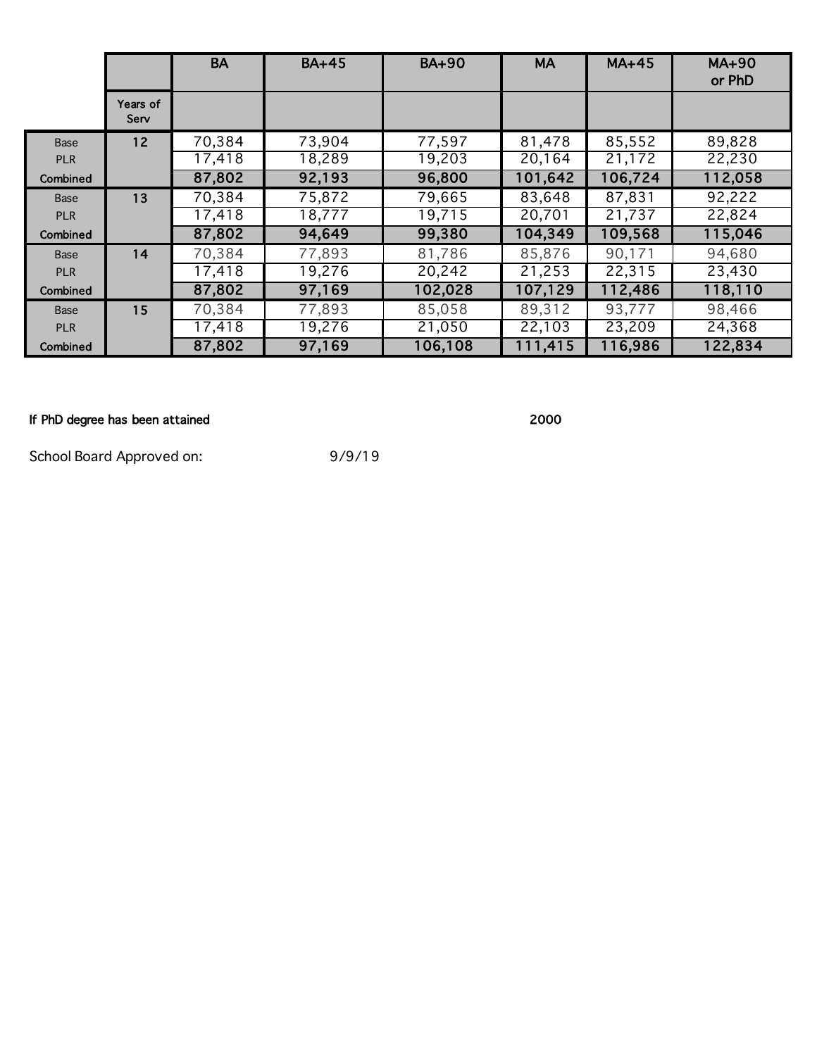| | | BA | BA+45 | BA+90 | MA | MA+45 | MA+90 or PhD |
|---|---|---|---|---|---|---|---|
| | Years of Serv | | | | | | |
| Base | 12 | 70,384 | 73,904 | 77,597 | 81,478 | 85,552 | 89,828 |
| PLR | | 17,418 | 18,289 | 19,203 | 20,164 | 21,172 | 22,230 |
| Combined | | 87,802 | 92,193 | 96,800 | 101,642 | 106,724 | 112,058 |
| Base | 13 | 70,384 | 75,872 | 79,665 | 83,648 | 87,831 | 92,222 |
| PLR | | 17,418 | 18,777 | 19,715 | 20,701 | 21,737 | 22,824 |
| Combined | | 87,802 | 94,649 | 99,380 | 104,349 | 109,568 | 115,046 |
| Base | 14 | 70,384 | 77,893 | 81,786 | 85,876 | 90,171 | 94,680 |
| PLR | | 17,418 | 19,276 | 20,242 | 21,253 | 22,315 | 23,430 |
| Combined | | 87,802 | 97,169 | 102,028 | 107,129 | 112,486 | 118,110 |
| Base | 15 | 70,384 | 77,893 | 85,058 | 89,312 | 93,777 | 98,466 |
| PLR | | 17,418 | 19,276 | 21,050 | 22,103 | 23,209 | 24,368 |
| Combined | | 87,802 | 97,169 | 106,108 | 111,415 | 116,986 | 122,834 |

If PhD degree has been attained 2000

School Board Approved on: 9/9/19